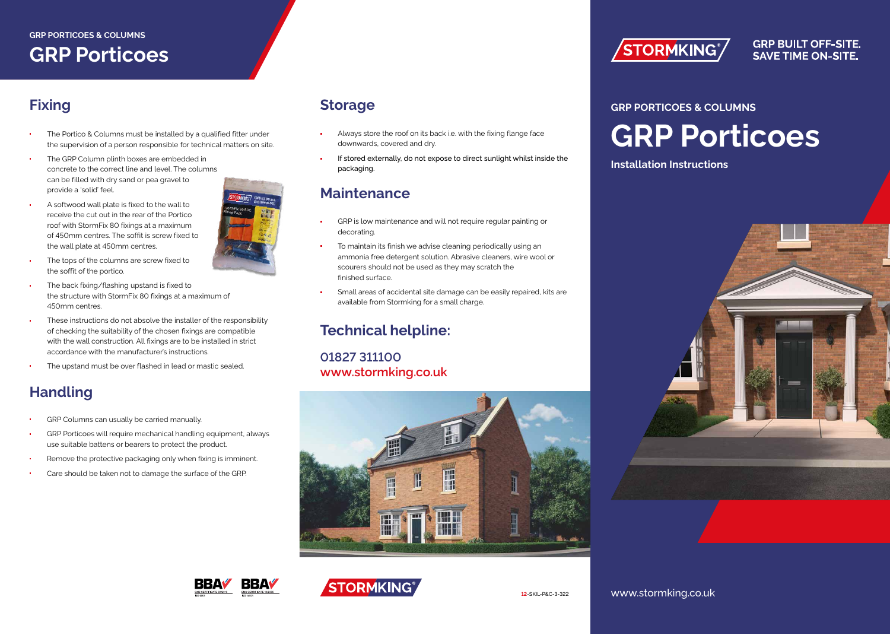# GRP Porticoes

GRP PORTICOES & COLUMNS

## Fixing

- The Portico & Columns must be installed by a qualified fitter under the supervision of a person responsible for technical matters on site.
- The GRP Column plinth boxes are embedded in concrete to the correct line and level. The columns can be filled with dry sand or pea gravel to provide a 'solid' feel.
- A softwood wall plate is fixed to the wall to receive the cut out in the rear of the Portico roof with StormFix 80 fixings at a maximum of 450mm centres. The soffit is screw fixed to the wall plate at 450mm centres.
- The tops of the columns are screw fixed to the soffit of the portico.
- The back fixing/flashing upstand is fixed to the structure with StormFix 80 fixings at a maximum of 450mm centres.
- These instructions do not absolve the installer of the responsibility of checking the suitability of the chosen fixings are compatible with the wall construction. All fixings are to be installed in strict accordance with the manufacturer's instructions.
- The upstand must be over flashed in lead or mastic sealed.

## Handling

- GRP Columns can usually be carried manually.
- GRP Porticoes will require mechanical handling equipment, always use suitable battens or bearers to protect the product.
- Remove the protective packaging only when fixing is imminent.
- Care should be taken not to damage the surface of the GRP.

## Storage

- Always store the roof on its back i.e. with the fixing flange face downwards, covered and dry.
- If stored externally, do not expose to direct sunlight whilst inside the packaging.

## Maintenance

- GRP is low maintenance and will not require regular painting or decorating.
- To maintain its finish we advise cleaning periodically using an ammonia free detergent solution. Abrasive cleaners, wire wool or scourers should not be used as they may scratch the finished surface.
- Small areas of accidental site damage can be easily repaired, kits are available from Stormking for a small charge.

## Technical helpline:

**01827 311100**
**www.stormking.co.uk**

12-SKIL-P&C-3-322

STORMKING® GRP BUILT OFF-SITE. SAVE TIME ON-SITE.

GRP PORTICOES & COLUMNS

# GRP Porticoes

**Installation Instructions**

www.stormking.co.uk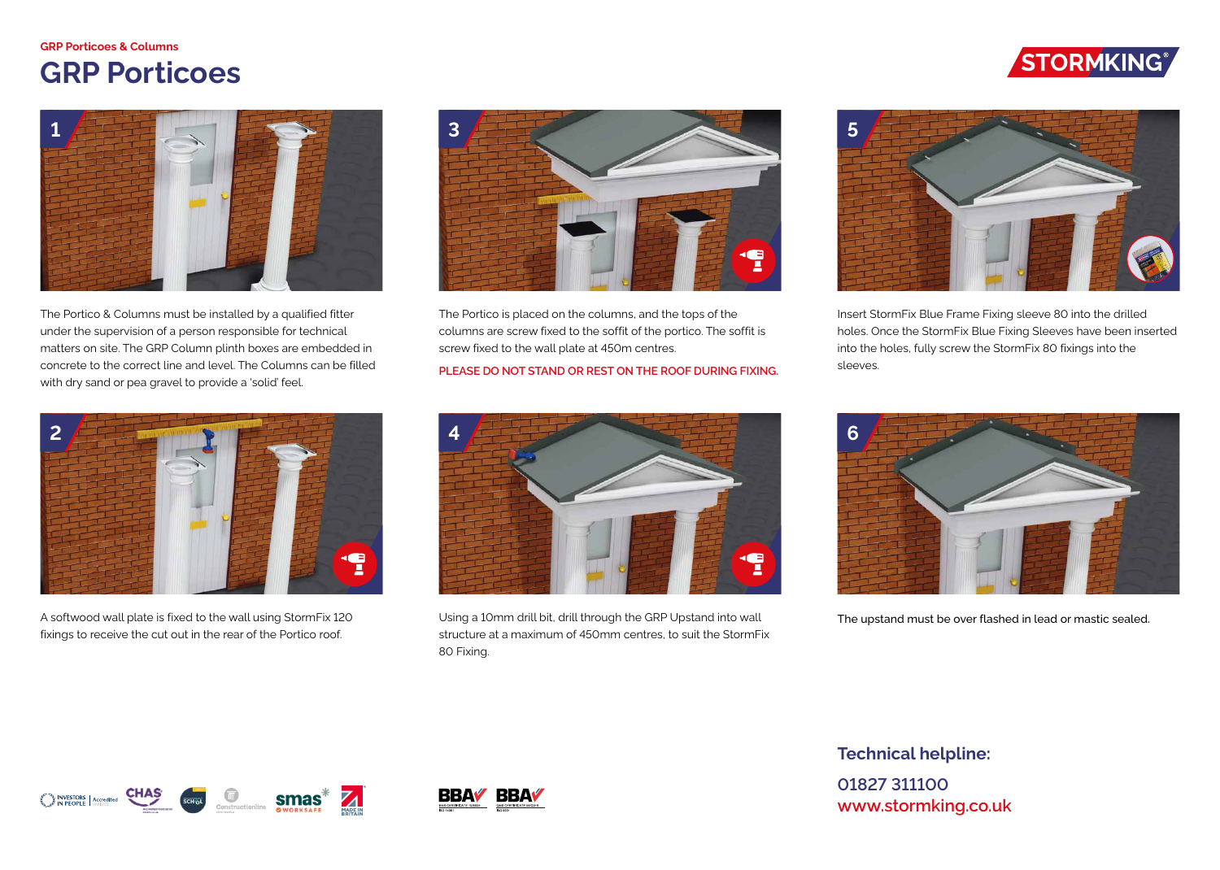GRP Porticoes & Columns

# GRP Porticoes

1

The Portico & Columns must be installed by a qualified fitter under the supervision of a person responsible for technical matters on site. The GRP Column plinth boxes are embedded in concrete to the correct line and level. The Columns can be filled with dry sand or pea gravel to provide a 'solid' feel.

2

A softwood wall plate is fixed to the wall using StormFix 120 fixings to receive the cut out in the rear of the Portico roof.

3

The Portico is placed on the columns, and the tops of the columns are screw fixed to the soffit of the portico. The soffit is screw fixed to the wall plate at 450m centres.

PLEASE DO NOT STAND OR REST ON THE ROOF DURING FIXING.

4

Using a 10mm drill bit, drill through the GRP Upstand into wall structure at a maximum of 450mm centres, to suit the StormFix 80 Fixing.

5

Insert StormFix Blue Frame Fixing sleeve 80 into the drilled holes. Once the StormFix Blue Fixing Sleeves have been inserted into the holes, fully screw the StormFix 80 fixings into the sleeves.

6

The upstand must be over flashed in lead or mastic sealed.

**Technical helpline:**

01827 311100

www.stormking.co.uk